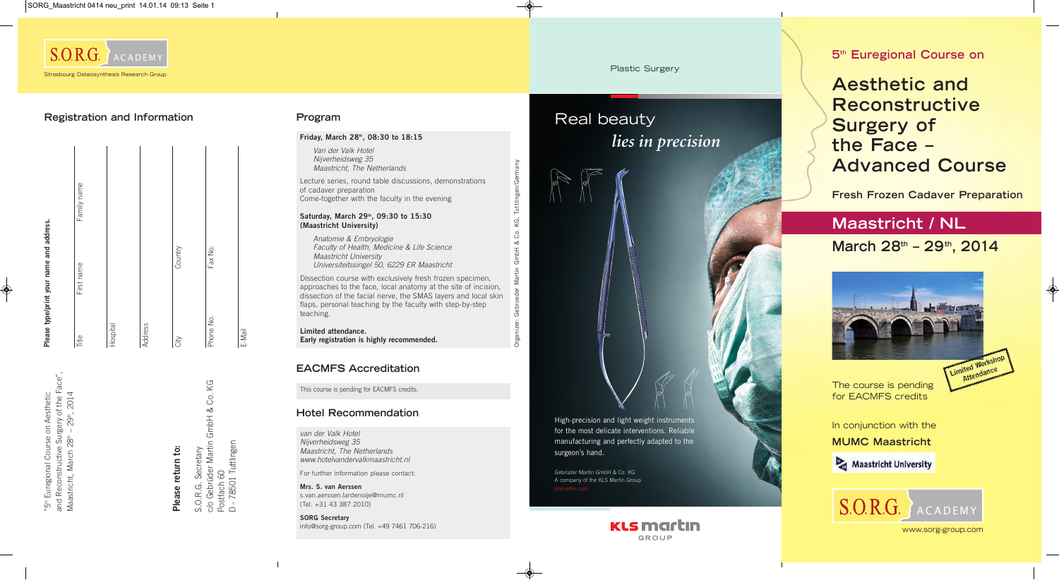S.O.R.G. ACADEMY

Strasbourg Osteosynthesis Research Group

## Registration and Information

**Please type/print your name and address.**

| Title | First name | Family name |
|---|---|---|
| Hospital | | |
| Address | | |
| City | Country | |
| Phone No. | Fax No. | |
| E-Mail | | |

"5th Euregional Course on Aesthetic and Reconstructive Surgery of the Face", Maastricht, March 28th – 29th, 2014

**Please return to:**

S.O.R.G. Secretary
c/o Gebrüder Martin GmbH & Co. KG
Postfach 60
D - 78501 Tuttlingen

## Program

**Friday, March 28th, 08:30 to 18:15**

*Van der Valk Hotel*
*Nijverheidsweg 35*
*Maastricht, The Netherlands*

Lecture series, round table discussions, demonstrations of cadaver preparation
Come-together with the faculty in the evening

**Saturday, March 29th, 09:30 to 15:30 (Maastricht University)**

*Anatomie & Embryologie*
*Faculty of Health, Medicine & Life Science*
*Maastricht University*
*Universiteitssingel 50, 6229 ER Maastricht*

Dissection course with exclusively fresh frozen specimen, approaches to the face, local anatomy at the site of incision, dissection of the facial nerve, the SMAS layers and local skin flaps, personal teaching by the faculty with step-by-step teaching.

**Limited attendance.**
**Early registration is highly recommended.**

## EACMFS Accreditation

This course is pending for EACMFS credits.

## Hotel Recommendation

*van der Valk Hotel*
*Nijverheidsweg 35*
*Maastricht, The Netherlands*
*www.hotelvandervalkmaastricht.nl*

For further information please contact:

**Mrs. S. van Aerssen**
s.van.aerssen.lardenoije@mumc.nl
(Tel. +31 43 387 2010)

**SORG Secretary**
info@sorg-group.com (Tel. +49 7461 706-216)

Organizer: Gebrueder Martin GmbH & Co. KG, Tuttlingen/Germany

Plastic Surgery

Real beauty
*lies in precision*

High-precision and light weight instruments for the most delicate interventions. Reliable manufacturing and perfectly adapted to the surgeon's hand.

Gebrüder Martin GmbH & Co. KG
A company of the KLS Martin Group
klsmartin.com

KLS martin GROUP

### 5th Euregional Course on

# Aesthetic and Reconstructive Surgery of the Face – Advanced Course

**Fresh Frozen Cadaver Preparation**

## Maastricht / NL

## March 28th – 29th, 2014

Limited Workshop Attendance

The course is pending for EACMFS credits

In conjunction with the

**MUMC Maastricht**

Maastricht University

S.O.R.G. ACADEMY

www.sorg-group.com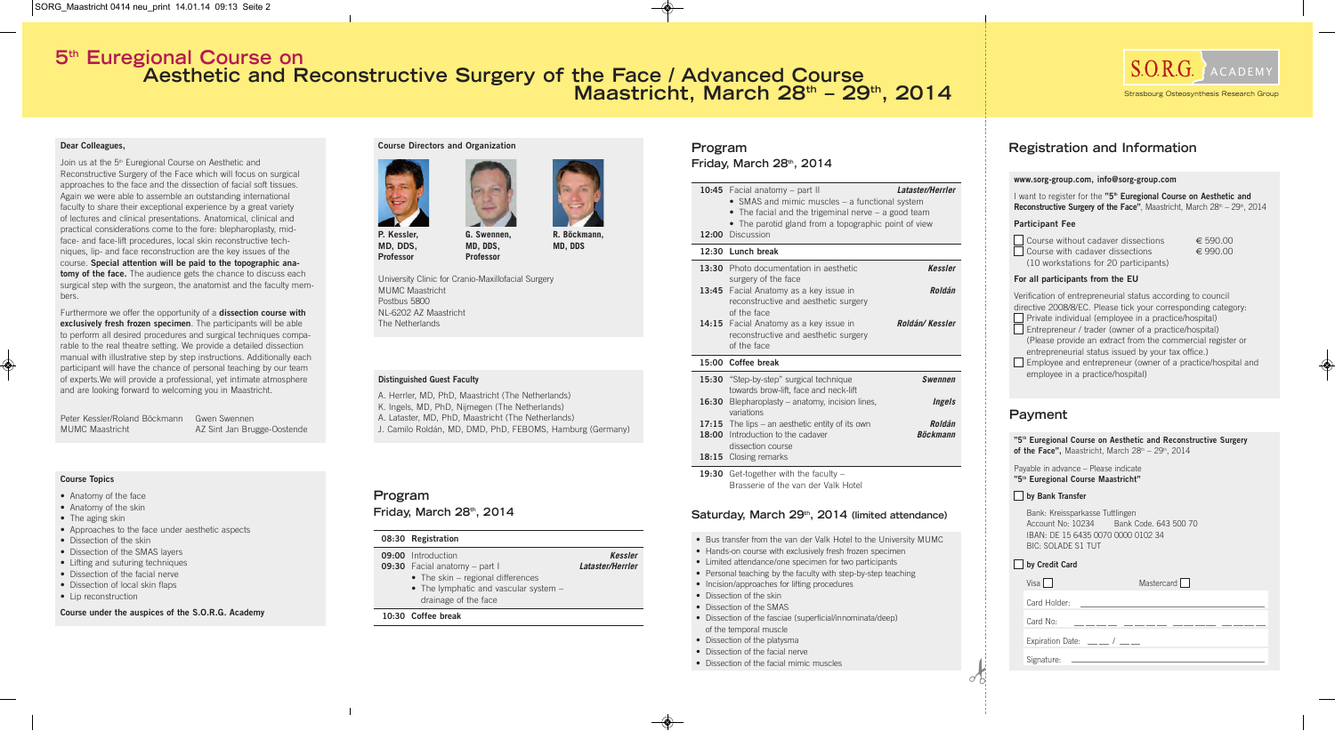# 5th Euregional Course on Aesthetic and Reconstructive Surgery of the Face / Advanced Course

## Maastricht, March 28th – 29th, 2014

S.O.R.G. ACADEMY
Strasbourg Osteosynthesis Research Group

**Dear Colleagues,**

Join us at the 5th Euregional Course on Aesthetic and Reconstructive Surgery of the Face which will focus on surgical approaches to the face and the dissection of facial soft tissues. Again we were able to assemble an outstanding international faculty to share their exceptional experience by a great variety of lectures and clinical presentations. Anatomical, clinical and practical considerations come to the fore: blepharoplasty, mid-face- and face-lift procedures, local skin reconstructive techniques, lip- and face reconstruction are the key issues of the course. **Special attention will be paid to the topographic anatomy of the face.** The audience gets the chance to discuss each surgical step with the surgeon, the anatomist and the faculty members.

Furthermore we offer the opportunity of a **dissection course with exclusively fresh frozen specimen**. The participants will be able to perform all desired procedures and surgical techniques comparable to the real theatre setting. We provide a detailed dissection manual with illustrative step by step instructions. Additionally each participant will have the chance of personal teaching by our team of experts.We will provide a professional, yet intimate atmosphere and are looking forward to welcoming you in Maastricht.

Peter Kessler/Roland Böckmann
MUMC Maastricht

Gwen Swennen
AZ Sint Jan Brugge-Oostende

**Course Topics**

- Anatomy of the face
- Anatomy of the skin
- The aging skin
- Approaches to the face under aesthetic aspects
- Dissection of the skin
- Dissection of the SMAS layers
- Lifting and suturing techniques
- Dissection of the facial nerve
- Dissection of local skin flaps
- Lip reconstruction

**Course under the auspices of the S.O.R.G. Academy**

**Course Directors and Organization**

**P. Kessler, MD, DDS, Professor**

**G. Swennen, MD, DDS, Professor**

**R. Böckmann, MD, DDS**

University Clinic for Cranio-Maxillofacial Surgery
MUMC Maastricht
Postbus 5800
NL-6202 AZ Maastricht
The Netherlands

**Distinguished Guest Faculty**

A. Herrler, MD, PhD, Maastricht (The Netherlands)
K. Ingels, MD, PhD, Nijmegen (The Netherlands)
A. Lataster, MD, PhD, Maastricht (The Netherlands)
J. Camilo Roldán, MD, DMD, PhD, FEBOMS, Hamburg (Germany)

## Program
### Friday, March 28th, 2014

| | | |
|---|---|---|
| **08:30** | **Registration** | |
| **09:00** | Introduction | ***Kessler*** |
| **09:30** | Facial anatomy – part I<br>• The skin – regional differences<br>• The lymphatic and vascular system – drainage of the face | ***Lataster/Herrler*** |
| **10:30** | **Coffee break** | |
| **10:45** | Facial anatomy – part II<br>• SMAS and mimic muscles – a functional system<br>• The facial and the trigeminal nerve – a good team<br>• The parotid gland from a topographic point of view | ***Lataster/Herrler*** |
| **12:00** | Discussion | |
| **12:30** | **Lunch break** | |
| **13:30** | Photo documentation in aesthetic surgery of the face | ***Kessler*** |
| **13:45** | Facial Anatomy as a key issue in reconstructive and aesthetic surgery of the face | ***Roldán*** |
| **14:15** | Facial Anatomy as a key issue in reconstructive and aesthetic surgery of the face | ***Roldán/ Kessler*** |
| **15:00** | **Coffee break** | |
| **15:30** | "Step-by-step" surgical technique towards brow-lift, face and neck-lift | ***Swennen*** |
| **16:30** | Blepharoplasty – anatomy, incision lines, variations | ***Ingels*** |
| **17:15** | The lips – an aesthetic entity of its own | ***Roldán*** |
| **18:00** | Introduction to the cadaver dissection course | ***Böckmann*** |
| **18:15** | Closing remarks | |
| **19:30** | Get-together with the faculty – Brasserie of the van der Valk Hotel | |

### Saturday, March 29th, 2014 (limited attendance)

- Bus transfer from the van der Valk Hotel to the University MUMC
- Hands-on course with exclusively fresh frozen specimen
- Limited attendance/one specimen for two participants
- Personal teaching by the faculty with step-by-step teaching
- Incision/approaches for lifting procedures
- Dissection of the skin
- Dissection of the SMAS
- Dissection of the fasciae (superficial/innominata/deep) of the temporal muscle
- Dissection of the platysma
- Dissection of the facial nerve
- Dissection of the facial mimic muscles

## Registration and Information

**www.sorg-group.com, info@sorg-group.com**

I want to register for the **"5th Euregional Course on Aesthetic and Reconstructive Surgery of the Face"**, Maastricht, March 28th – 29th, 2014

**Participant Fee**

☐ Course without cadaver dissections € 590.00
☐ Course with cadaver dissections € 990.00
(10 workstations for 20 participants)

**For all participants from the EU**

Verification of entrepreneurial status according to council directive 2008/8/EC. Please tick your corresponding category:

☐ Private individual (employee in a practice/hospital)
☐ Entrepreneur / trader (owner of a practice/hospital)
(Please provide an extract from the commercial register or entrepreneurial status issued by your tax office.)
☐ Employee and entrepreneur (owner of a practice/hospital and employee in a practice/hospital)

## Payment

**"5th Euregional Course on Aesthetic and Reconstructive Surgery of the Face",** Maastricht, March 28th – 29th, 2014

Payable in advance – Please indicate
**"5th Euregional Course Maastricht"**

☐ **by Bank Transfer**

Bank: Kreissparkasse Tuttlingen
Account No: 10234 Bank Code. 643 500 70
IBAN: DE 15 6435 0070 0000 0102 34
BIC: SOLADE S1 TUT

☐ **by Credit Card**

Visa ☐ Mastercard ☐

Card Holder: ______________________

Card No: ____ ____ ____ ____

Expiration Date: __ __ / __ __

Signature: ______________________